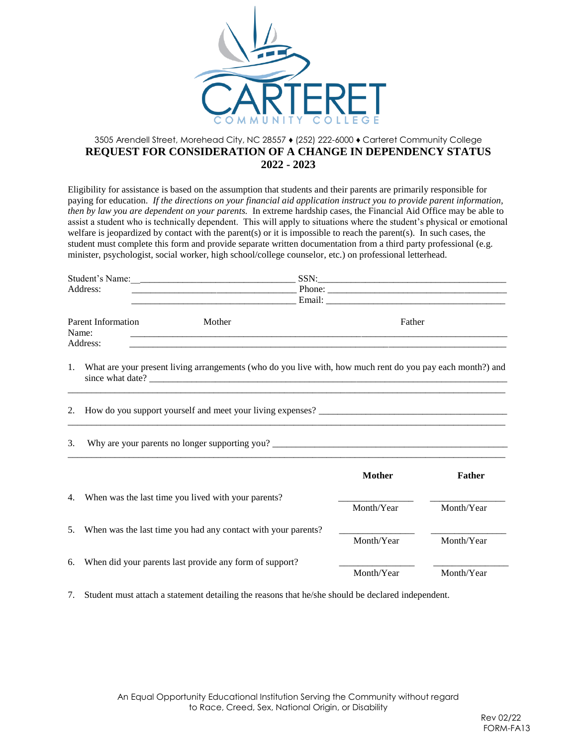CARTERET COMMUNITY COLLEGE

3505 Arendell Street, Morehead City, NC 28557 ♦ (252) 222-6000 ♦ Carteret Community College

# REQUEST FOR CONSIDERATION OF A CHANGE IN DEPENDENCY STATUS 2022 - 2023

Eligibility for assistance is based on the assumption that students and their parents are primarily responsible for paying for education. *If the directions on your financial aid application instruct you to provide parent information, then by law you are dependent on your parents.* In extreme hardship cases, the Financial Aid Office may be able to assist a student who is technically dependent. This will apply to situations where the student's physical or emotional welfare is jeopardized by contact with the parent(s) or it is impossible to reach the parent(s). In such cases, the student must complete this form and provide separate written documentation from a third party professional (e.g. minister, psychologist, social worker, high school/college counselor, etc.) on professional letterhead.

Student's Name: ______________________________ SSN: ______________________________

Address: ______________________________ Phone: ______________________________

______________________________ Email: ______________________________

| Parent Information | Mother | Father |
|---|---|---|
| Name: | ______________________ | ______________________ |
| Address: | ______________________ | ______________________ |

1. What are your present living arrangements (who do you live with, how much rent do you pay each month?) and since what date? ______________________________

______________________________________________________________

2. How do you support yourself and meet your living expenses? ______________________________

______________________________________________________________

3. Why are your parents no longer supporting you? ______________________________

______________________________________________________________

| | Mother | Father |
|---|---|---|
| 4. When was the last time you lived with your parents? | ________ Month/Year | ________ Month/Year |
| 5. When was the last time you had any contact with your parents? | ________ Month/Year | ________ Month/Year |
| 6. When did your parents last provide any form of support? | ________ Month/Year | ________ Month/Year |

7. Student must attach a statement detailing the reasons that he/she should be declared independent.

An Equal Opportunity Educational Institution Serving the Community without regard to Race, Creed, Sex, National Origin, or Disability

Rev 02/22
FORM-FA13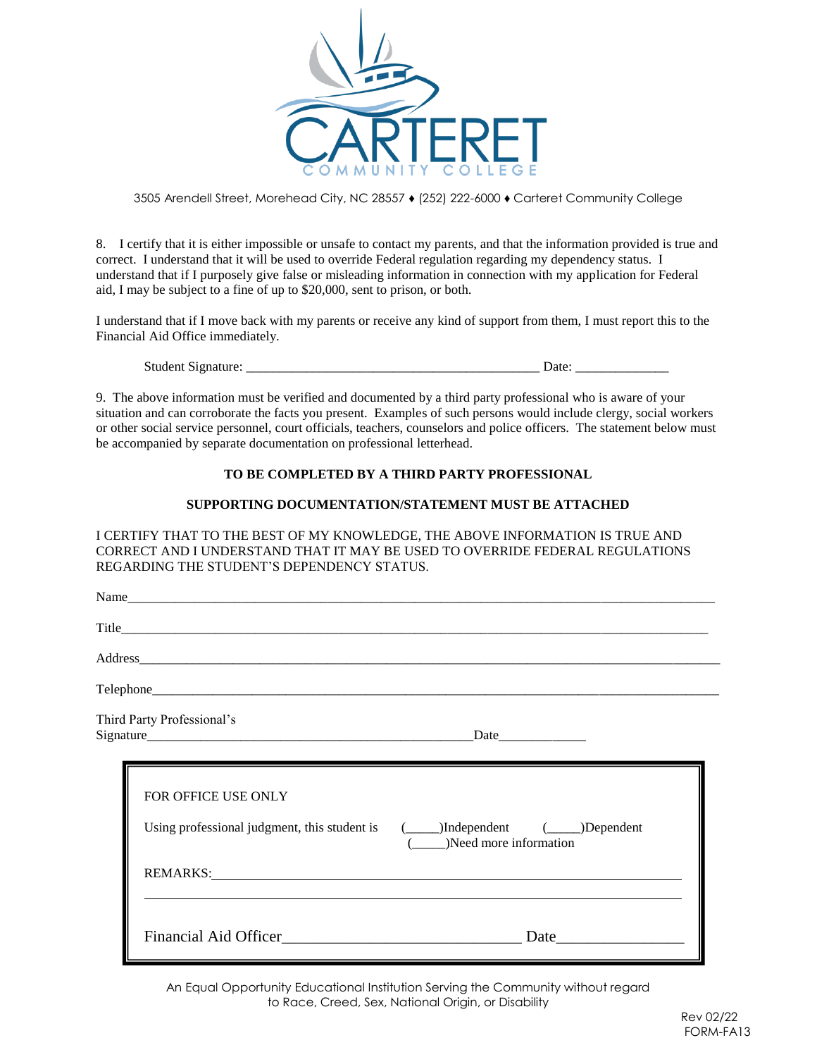# CARTERET COMMUNITY COLLEGE

3505 Arendell Street, Morehead City, NC 28557 ♦ (252) 222-6000 ♦ Carteret Community College

8. I certify that it is either impossible or unsafe to contact my parents, and that the information provided is true and correct. I understand that it will be used to override Federal regulation regarding my dependency status. I understand that if I purposely give false or misleading information in connection with my application for Federal aid, I may be subject to a fine of up to $20,000, sent to prison, or both.

I understand that if I move back with my parents or receive any kind of support from them, I must report this to the Financial Aid Office immediately.

Student Signature: ___________________________________________ Date: _____________

9. The above information must be verified and documented by a third party professional who is aware of your situation and can corroborate the facts you present. Examples of such persons would include clergy, social workers or other social service personnel, court officials, teachers, counselors and police officers. The statement below must be accompanied by separate documentation on professional letterhead.

**TO BE COMPLETED BY A THIRD PARTY PROFESSIONAL**

**SUPPORTING DOCUMENTATION/STATEMENT MUST BE ATTACHED**

I CERTIFY THAT TO THE BEST OF MY KNOWLEDGE, THE ABOVE INFORMATION IS TRUE AND CORRECT AND I UNDERSTAND THAT IT MAY BE USED TO OVERRIDE FEDERAL REGULATIONS REGARDING THE STUDENT'S DEPENDENCY STATUS.

Name_______________________________________________________________________________

Title________________________________________________________________________________

Address_____________________________________________________________________________

Telephone___________________________________________________________________________

Third Party Professional's
Signature__________________________________________________Date_____________

FOR OFFICE USE ONLY

Using professional judgment, this student is (_____)Independent (_____)Dependent (_____)Need more information

REMARKS:_____________________________________________________________________

_____________________________________________________________________________

Financial Aid Officer_____________________________ Date_______________

An Equal Opportunity Educational Institution Serving the Community without regard to Race, Creed, Sex, National Origin, or Disability

Rev 02/22
FORM-FA13